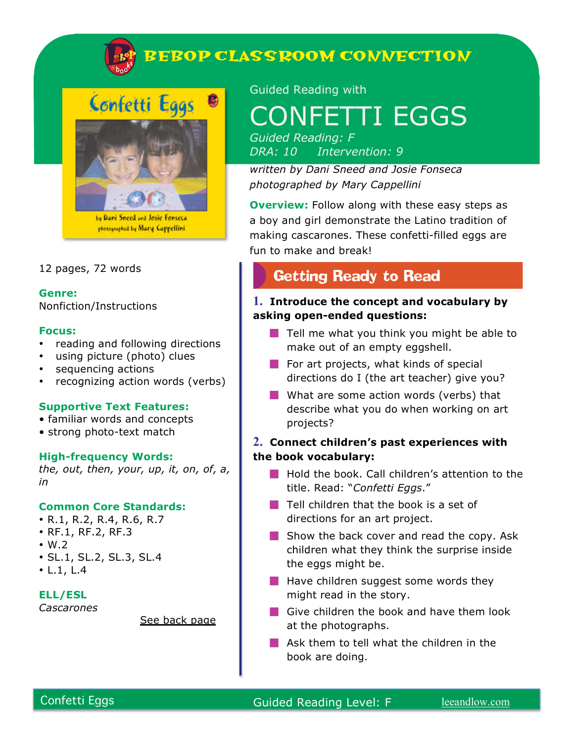# BEBOP CLASSROOM CONNECTION

Guided Reading with

# CONFETTI EGGS

*Guided Reading: F*
*DRA: 10 Intervention: 9*

*written by Dani Sneed and Josie Fonseca*
*photographed by Mary Cappellini*

**Overview:** Follow along with these easy steps as a boy and girl demonstrate the Latino tradition of making cascarones. These confetti-filled eggs are fun to make and break!

12 pages, 72 words

**Genre:**
Nonfiction/Instructions

**Focus:**
- reading and following directions
- using picture (photo) clues
- sequencing actions
- recognizing action words (verbs)

**Supportive Text Features:**
- familiar words and concepts
- strong photo-text match

**High-frequency Words:**
*the, out, then, your, up, it, on, of, a, in*

**Common Core Standards:**
- R.1, R.2, R.4, R.6, R.7
- RF.1, RF.2, RF.3
- W.2
- SL.1, SL.2, SL.3, SL.4
- L.1, L.4

**ELL/ESL**
*Cascarones*

See back page

## Getting Ready to Read

**1. Introduce the concept and vocabulary by asking open-ended questions:**

- Tell me what you think you might be able to make out of an empty eggshell.
- For art projects, what kinds of special directions do I (the art teacher) give you?
- What are some action words (verbs) that describe what you do when working on art projects?

**2. Connect children's past experiences with the book vocabulary:**

- Hold the book. Call children's attention to the title. Read: "*Confetti Eggs*."
- Tell children that the book is a set of directions for an art project.
- Show the back cover and read the copy. Ask children what they think the surprise inside the eggs might be.
- Have children suggest some words they might read in the story.
- Give children the book and have them look at the photographs.
- Ask them to tell what the children in the book are doing.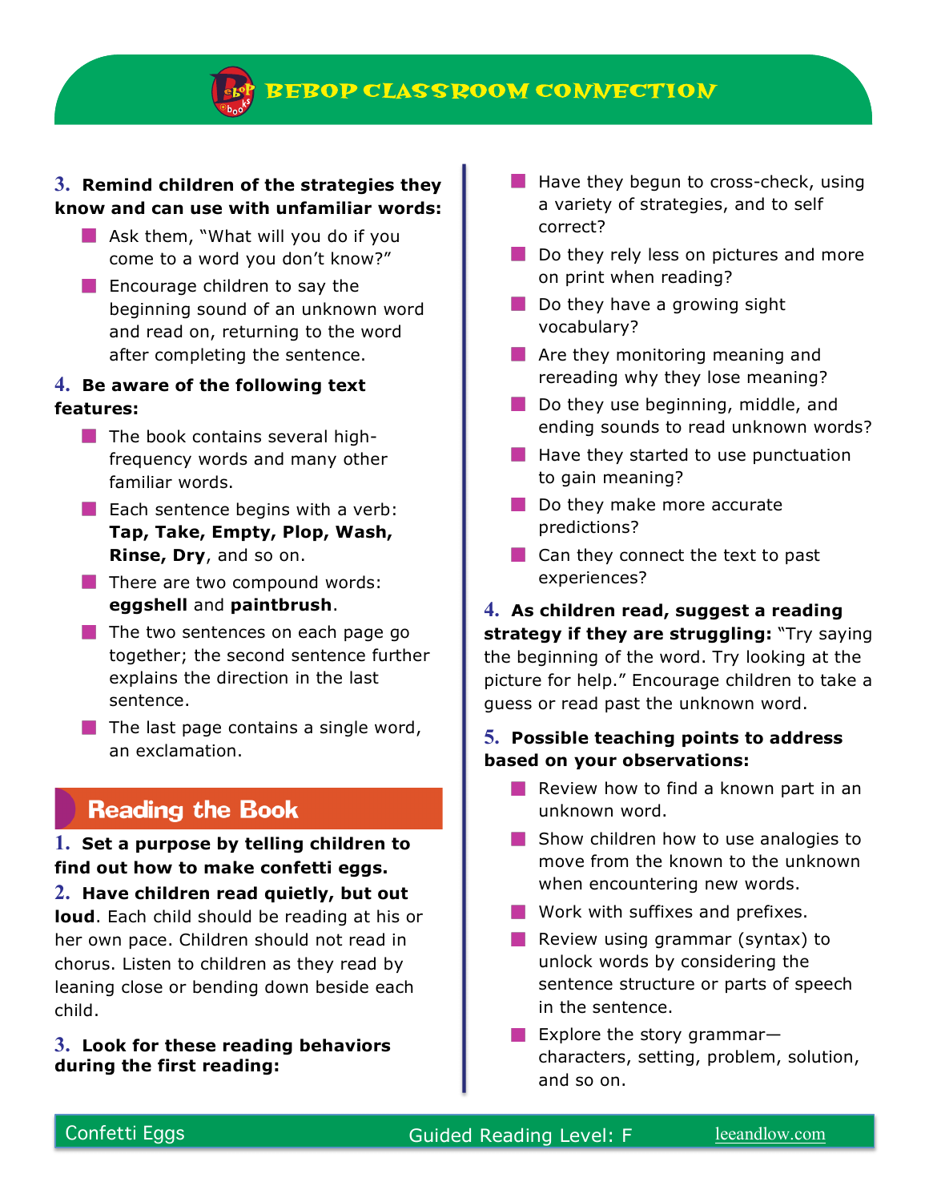3. **Remind children of the strategies they know and can use with unfamiliar words:**

- Ask them, “What will you do if you come to a word you don’t know?”
- Encourage children to say the beginning sound of an unknown word and read on, returning to the word after completing the sentence.

4. **Be aware of the following text features:**

- The book contains several high-frequency words and many other familiar words.
- Each sentence begins with a verb: **Tap, Take, Empty, Plop, Wash, Rinse, Dry**, and so on.
- There are two compound words: **eggshell** and **paintbrush**.
- The two sentences on each page go together; the second sentence further explains the direction in the last sentence.
- The last page contains a single word, an exclamation.

## Reading the Book

1. **Set a purpose by telling children to find out how to make confetti eggs.**

2. **Have children read quietly, but out loud**. Each child should be reading at his or her own pace. Children should not read in chorus. Listen to children as they read by leaning close or bending down beside each child.

3. **Look for these reading behaviors during the first reading:**

- Have they begun to cross-check, using a variety of strategies, and to self correct?
- Do they rely less on pictures and more on print when reading?
- Do they have a growing sight vocabulary?
- Are they monitoring meaning and rereading why they lose meaning?
- Do they use beginning, middle, and ending sounds to read unknown words?
- Have they started to use punctuation to gain meaning?
- Do they make more accurate predictions?
- Can they connect the text to past experiences?

4. **As children read, suggest a reading strategy if they are struggling:** “Try saying the beginning of the word. Try looking at the picture for help.” Encourage children to take a guess or read past the unknown word.

5. **Possible teaching points to address based on your observations:**

- Review how to find a known part in an unknown word.
- Show children how to use analogies to move from the known to the unknown when encountering new words.
- Work with suffixes and prefixes.
- Review using grammar (syntax) to unlock words by considering the sentence structure or parts of speech in the sentence.
- Explore the story grammar—characters, setting, problem, solution, and so on.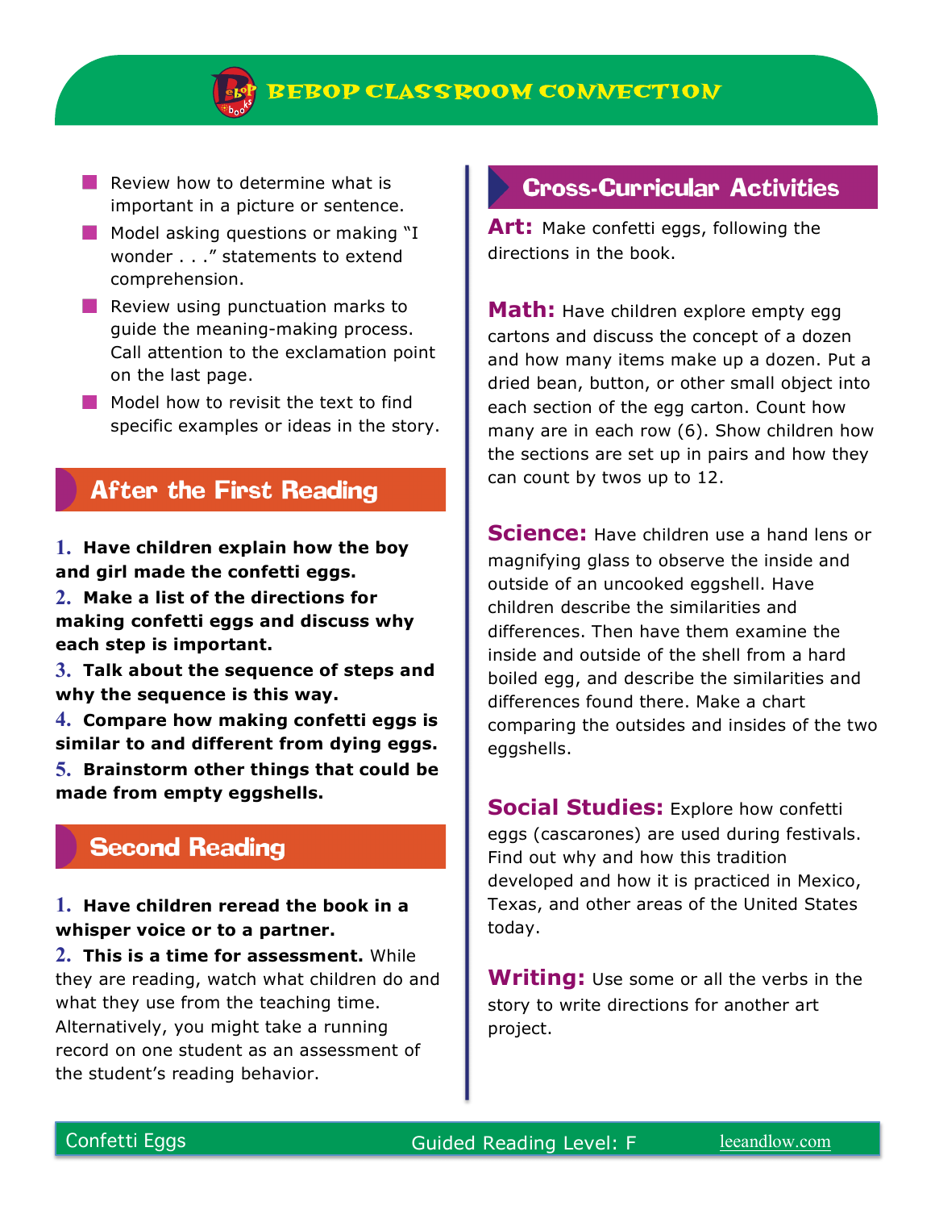- Review how to determine what is important in a picture or sentence.
- Model asking questions or making "I wonder . . ." statements to extend comprehension.
- Review using punctuation marks to guide the meaning-making process. Call attention to the exclamation point on the last page.
- Model how to revisit the text to find specific examples or ideas in the story.

## After the First Reading

1. **Have children explain how the boy and girl made the confetti eggs.**
2. **Make a list of the directions for making confetti eggs and discuss why each step is important.**
3. **Talk about the sequence of steps and why the sequence is this way.**
4. **Compare how making confetti eggs is similar to and different from dying eggs.**
5. **Brainstorm other things that could be made from empty eggshells.**

## Second Reading

1. **Have children reread the book in a whisper voice or to a partner.**
2. **This is a time for assessment.** While they are reading, watch what children do and what they use from the teaching time. Alternatively, you might take a running record on one student as an assessment of the student's reading behavior.

## Cross-Curricular Activities

**Art:** Make confetti eggs, following the directions in the book.

**Math:** Have children explore empty egg cartons and discuss the concept of a dozen and how many items make up a dozen. Put a dried bean, button, or other small object into each section of the egg carton. Count how many are in each row (6). Show children how the sections are set up in pairs and how they can count by twos up to 12.

**Science:** Have children use a hand lens or magnifying glass to observe the inside and outside of an uncooked eggshell. Have children describe the similarities and differences. Then have them examine the inside and outside of the shell from a hard boiled egg, and describe the similarities and differences found there. Make a chart comparing the outsides and insides of the two eggshells.

**Social Studies:** Explore how confetti eggs (cascarones) are used during festivals. Find out why and how this tradition developed and how it is practiced in Mexico, Texas, and other areas of the United States today.

**Writing:** Use some or all the verbs in the story to write directions for another art project.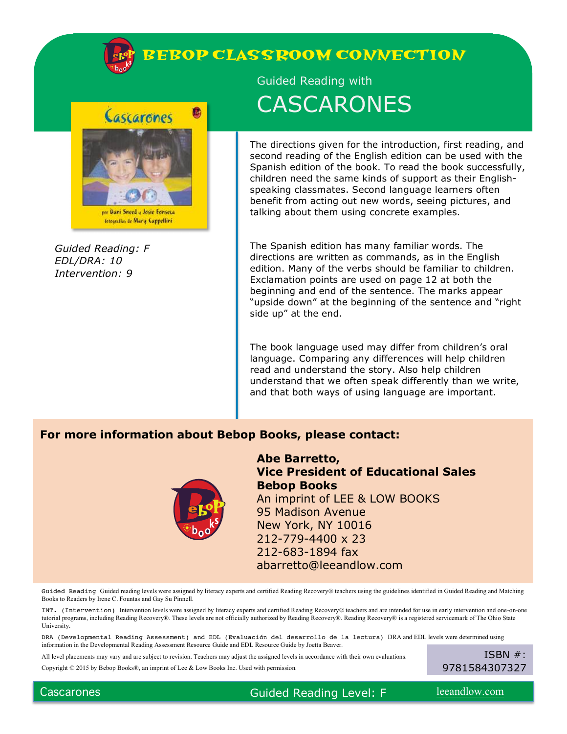# BEBOP CLASSROOM CONNECTION

Guided Reading with

# CASCARONES

*Guided Reading: F*
*EDL/DRA: 10*
*Intervention: 9*

The directions given for the introduction, first reading, and second reading of the English edition can be used with the Spanish edition of the book. To read the book successfully, children need the same kinds of support as their English-speaking classmates. Second language learners often benefit from acting out new words, seeing pictures, and talking about them using concrete examples.

The Spanish edition has many familiar words. The directions are written as commands, as in the English edition. Many of the verbs should be familiar to children. Exclamation points are used on page 12 at both the beginning and end of the sentence. The marks appear "upside down" at the beginning of the sentence and "right side up" at the end.

The book language used may differ from children's oral language. Comparing any differences will help children read and understand the story. Also help children understand that we often speak differently than we write, and that both ways of using language are important.

**For more information about Bebop Books, please contact:**

**Abe Barretto,**
**Vice President of Educational Sales**
**Bebop Books**
An imprint of LEE & LOW BOOKS
95 Madison Avenue
New York, NY 10016
212-779-4400 x 23
212-683-1894 fax
abarretto@leeandlow.com

Guided Reading Guided reading levels were assigned by literacy experts and certified Reading Recovery® teachers using the guidelines identified in Guided Reading and Matching Books to Readers by Irene C. Fountas and Gay Su Pinnell.

INT. (Intervention) Intervention levels were assigned by literacy experts and certified Reading Recovery® teachers and are intended for use in early intervention and one-on-one tutorial programs, including Reading Recovery®. These levels are not officially authorized by Reading Recovery®. Reading Recovery® is a registered servicemark of The Ohio State University.

DRA (Developmental Reading Assessment) and EDL (Evaluación del desarrollo de la lectura) DRA and EDL levels were determined using information in the Developmental Reading Assessment Resource Guide and EDL Resource Guide by Joetta Beaver.

All level placements may vary and are subject to revision. Teachers may adjust the assigned levels in accordance with their own evaluations.

Copyright © 2015 by Bebop Books®, an imprint of Lee & Low Books Inc. Used with permission.

ISBN #: 9781584307327